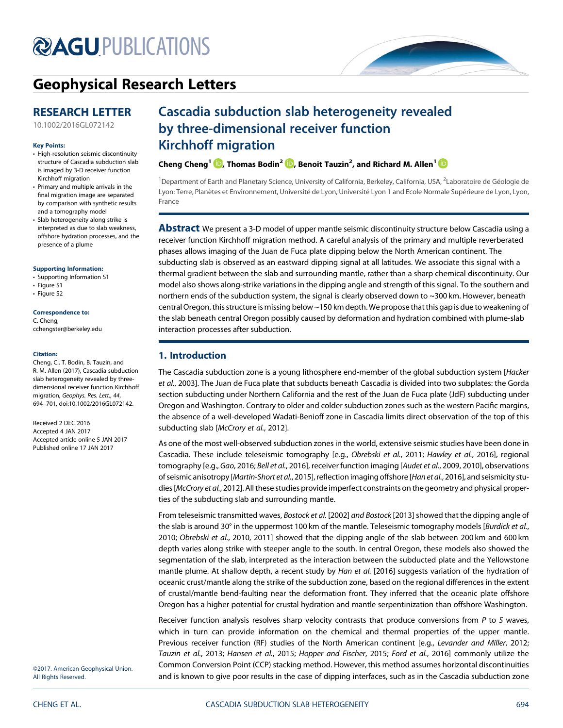# Geophysical Research Letters

## RESEARCH LETTER

10.1002/2016GL072142

**Key Points:**

- High-resolution seismic discontinuity structure of Cascadia subduction slab is imaged by 3-D receiver function Kirchhoff migration
- Primary and multiple arrivals in the final migration image are separated by comparison with synthetic results and a tomography model
- Slab heterogeneity along strike is interpreted as due to slab weakness, offshore hydration processes, and the presence of a plume

**Supporting Information:**

- Supporting Information S1
- Figure S1
- Figure S2

**Correspondence to:**

C. Cheng,
cchengster@berkeley.edu

**Citation:**

Cheng, C., T. Bodin, B. Tauzin, and R. M. Allen (2017), Cascadia subduction slab heterogeneity revealed by three-dimensional receiver function Kirchhoff migration, *Geophys. Res. Lett.*, *44*, 694–701, doi:10.1002/2016GL072142.

Received 2 DEC 2016
Accepted 4 JAN 2017
Accepted article online 5 JAN 2017
Published online 17 JAN 2017

©2017. American Geophysical Union. All Rights Reserved.

# Cascadia subduction slab heterogeneity revealed by three-dimensional receiver function Kirchhoff migration

**Cheng Cheng[1], Thomas Bodin[2], Benoit Tauzin[2], and Richard M. Allen[1]**

[1]Department of Earth and Planetary Science, University of California, Berkeley, California, USA, [2]Laboratoire de Géologie de Lyon: Terre, Planètes et Environnement, Université de Lyon, Université Lyon 1 and Ecole Normale Supérieure de Lyon, Lyon, France

**Abstract** We present a 3-D model of upper mantle seismic discontinuity structure below Cascadia using a receiver function Kirchhoff migration method. A careful analysis of the primary and multiple reverberated phases allows imaging of the Juan de Fuca plate dipping below the North American continent. The subducting slab is observed as an eastward dipping signal at all latitudes. We associate this signal with a thermal gradient between the slab and surrounding mantle, rather than a sharp chemical discontinuity. Our model also shows along-strike variations in the dipping angle and strength of this signal. To the southern and northern ends of the subduction system, the signal is clearly observed down to ~300 km. However, beneath central Oregon, this structure is missing below ~150 km depth. We propose that this gap is due to weakening of the slab beneath central Oregon possibly caused by deformation and hydration combined with plume-slab interaction processes after subduction.

## 1. Introduction

The Cascadia subduction zone is a young lithosphere end-member of the global subduction system [*Hacker et al.*, 2003]. The Juan de Fuca plate that subducts beneath Cascadia is divided into two subplates: the Gorda section subducting under Northern California and the rest of the Juan de Fuca plate (JdF) subducting under Oregon and Washington. Contrary to older and colder subduction zones such as the western Pacific margins, the absence of a well-developed Wadati-Benioff zone in Cascadia limits direct observation of the top of this subducting slab [*McCrory et al.*, 2012].

As one of the most well-observed subduction zones in the world, extensive seismic studies have been done in Cascadia. These include teleseismic tomography [e.g., *Obrebski et al.*, 2011; *Hawley et al.*, 2016], regional tomography [e.g., *Gao*, 2016; *Bell et al.*, 2016], receiver function imaging [*Audet et al.*, 2009, 2010], observations of seismic anisotropy [*Martin-Short et al.*, 2015], reflection imaging offshore [*Han et al.*, 2016], and seismicity studies [*McCrory et al.*, 2012]. All these studies provide imperfect constraints on the geometry and physical properties of the subducting slab and surrounding mantle.

From teleseismic transmitted waves, *Bostock et al.* [2002] *and Bostock* [2013] showed that the dipping angle of the slab is around 30° in the uppermost 100 km of the mantle. Teleseismic tomography models [*Burdick et al.*, 2010; *Obrebski et al.*, 2010, 2011] showed that the dipping angle of the slab between 200 km and 600 km depth varies along strike with steeper angle to the south. In central Oregon, these models also showed the segmentation of the slab, interpreted as the interaction between the subducted plate and the Yellowstone mantle plume. At shallow depth, a recent study by *Han et al.* [2016] suggests variation of the hydration of oceanic crust/mantle along the strike of the subduction zone, based on the regional differences in the extent of crustal/mantle bend-faulting near the deformation front. They inferred that the oceanic plate offshore Oregon has a higher potential for crustal hydration and mantle serpentinization than offshore Washington.

Receiver function analysis resolves sharp velocity contrasts that produce conversions from *P* to *S* waves, which in turn can provide information on the chemical and thermal properties of the upper mantle. Previous receiver function (RF) studies of the North American continent [e.g., *Levander and Miller*, 2012; *Tauzin et al.*, 2013; *Hansen et al.*, 2015; *Hopper and Fischer*, 2015; *Ford et al.*, 2016] commonly utilize the Common Conversion Point (CCP) stacking method. However, this method assumes horizontal discontinuities and is known to give poor results in the case of dipping interfaces, such as in the Cascadia subduction zone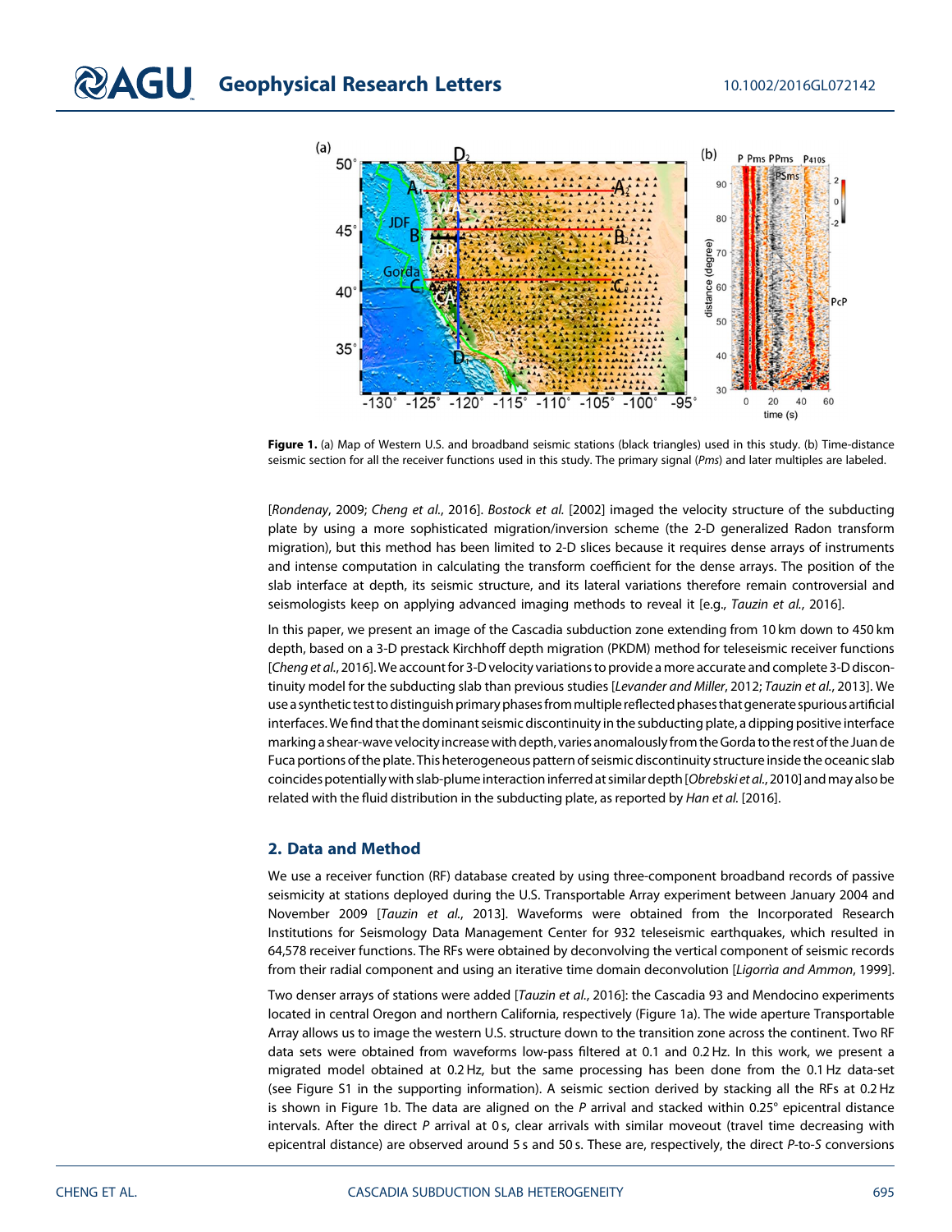**Figure 1.** (a) Map of Western U.S. and broadband seismic stations (black triangles) used in this study. (b) Time-distance seismic section for all the receiver functions used in this study. The primary signal (*Pms*) and later multiples are labeled.

[*Rondenay*, 2009; *Cheng et al.*, 2016]. *Bostock et al.* [2002] imaged the velocity structure of the subducting plate by using a more sophisticated migration/inversion scheme (the 2-D generalized Radon transform migration), but this method has been limited to 2-D slices because it requires dense arrays of instruments and intense computation in calculating the transform coefficient for the dense arrays. The position of the slab interface at depth, its seismic structure, and its lateral variations therefore remain controversial and seismologists keep on applying advanced imaging methods to reveal it [e.g., *Tauzin et al.*, 2016].

In this paper, we present an image of the Cascadia subduction zone extending from 10 km down to 450 km depth, based on a 3-D prestack Kirchhoff depth migration (PKDM) method for teleseismic receiver functions [*Cheng et al.*, 2016]. We account for 3-D velocity variations to provide a more accurate and complete 3-D discontinuity model for the subducting slab than previous studies [*Levander and Miller*, 2012; *Tauzin et al.*, 2013]. We use a synthetic test to distinguish primary phases from multiple reflected phases that generate spurious artificial interfaces. We find that the dominant seismic discontinuity in the subducting plate, a dipping positive interface marking a shear-wave velocity increase with depth, varies anomalously from the Gorda to the rest of the Juan de Fuca portions of the plate. This heterogeneous pattern of seismic discontinuity structure inside the oceanic slab coincides potentially with slab-plume interaction inferred at similar depth [*Obrebski et al.*, 2010] and may also be related with the fluid distribution in the subducting plate, as reported by *Han et al.* [2016].

## 2. Data and Method

We use a receiver function (RF) database created by using three-component broadband records of passive seismicity at stations deployed during the U.S. Transportable Array experiment between January 2004 and November 2009 [*Tauzin et al.*, 2013]. Waveforms were obtained from the Incorporated Research Institutions for Seismology Data Management Center for 932 teleseismic earthquakes, which resulted in 64,578 receiver functions. The RFs were obtained by deconvolving the vertical component of seismic records from their radial component and using an iterative time domain deconvolution [*Ligorria and Ammon*, 1999].

Two denser arrays of stations were added [*Tauzin et al.*, 2016]: the Cascadia 93 and Mendocino experiments located in central Oregon and northern California, respectively (Figure 1a). The wide aperture Transportable Array allows us to image the western U.S. structure down to the transition zone across the continent. Two RF data sets were obtained from waveforms low-pass filtered at 0.1 and 0.2 Hz. In this work, we present a migrated model obtained at 0.2 Hz, but the same processing has been done from the 0.1 Hz data-set (see Figure S1 in the supporting information). A seismic section derived by stacking all the RFs at 0.2 Hz is shown in Figure 1b. The data are aligned on the *P* arrival and stacked within 0.25° epicentral distance intervals. After the direct *P* arrival at 0 s, clear arrivals with similar moveout (travel time decreasing with epicentral distance) are observed around 5 s and 50 s. These are, respectively, the direct *P*-to-*S* conversions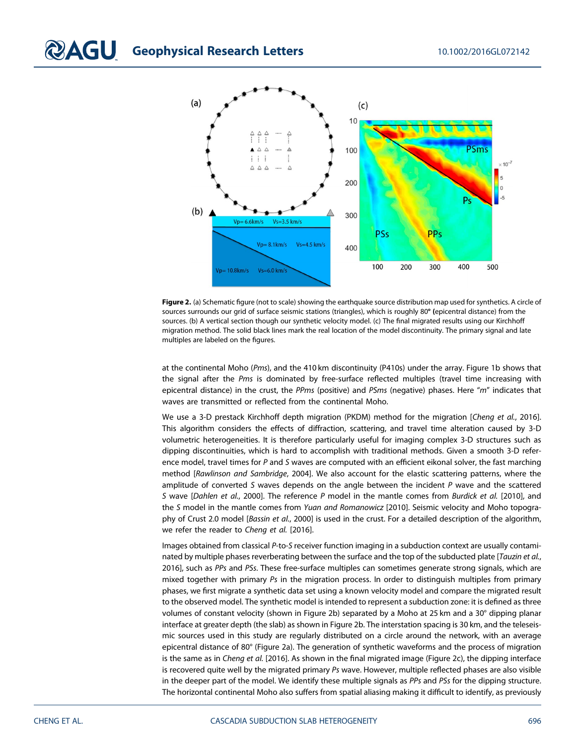**Figure 2.** (a) Schematic figure (not to scale) showing the earthquake source distribution map used for synthetics. A circle of sources surrounds our grid of surface seismic stations (triangles), which is roughly 80° (epicentral distance) from the sources. (b) A vertical section though our synthetic velocity model. (c) The final migrated results using our Kirchhoff migration method. The solid black lines mark the real location of the model discontinuity. The primary signal and late multiples are labeled on the figures.

at the continental Moho (*Pms*), and the 410 km discontinuity (P410s) under the array. Figure 1b shows that the signal after the *Pms* is dominated by free-surface reflected multiples (travel time increasing with epicentral distance) in the crust, the *PPms* (positive) and *PSms* (negative) phases. Here "*m*" indicates that waves are transmitted or reflected from the continental Moho.

We use a 3-D prestack Kirchhoff depth migration (PKDM) method for the migration [*Cheng et al.*, 2016]. This algorithm considers the effects of diffraction, scattering, and travel time alteration caused by 3-D volumetric heterogeneities. It is therefore particularly useful for imaging complex 3-D structures such as dipping discontinuities, which is hard to accomplish with traditional methods. Given a smooth 3-D reference model, travel times for *P* and *S* waves are computed with an efficient eikonal solver, the fast marching method [*Rawlinson and Sambridge*, 2004]. We also account for the elastic scattering patterns, where the amplitude of converted *S* waves depends on the angle between the incident *P* wave and the scattered *S* wave [*Dahlen et al.*, 2000]. The reference *P* model in the mantle comes from *Burdick et al.* [2010], and the *S* model in the mantle comes from *Yuan and Romanowicz* [2010]. Seismic velocity and Moho topography of Crust 2.0 model [*Bassin et al.*, 2000] is used in the crust. For a detailed description of the algorithm, we refer the reader to *Cheng et al.* [2016].

Images obtained from classical *P*-to-*S* receiver function imaging in a subduction context are usually contaminated by multiple phases reverberating between the surface and the top of the subducted plate [*Tauzin et al.*, 2016], such as *PPs* and *PSs*. These free-surface multiples can sometimes generate strong signals, which are mixed together with primary *Ps* in the migration process. In order to distinguish multiples from primary phases, we first migrate a synthetic data set using a known velocity model and compare the migrated result to the observed model. The synthetic model is intended to represent a subduction zone: it is defined as three volumes of constant velocity (shown in Figure 2b) separated by a Moho at 25 km and a 30° dipping planar interface at greater depth (the slab) as shown in Figure 2b. The interstation spacing is 30 km, and the teleseismic sources used in this study are regularly distributed on a circle around the network, with an average epicentral distance of 80° (Figure 2a). The generation of synthetic waveforms and the process of migration is the same as in *Cheng et al.* [2016]. As shown in the final migrated image (Figure 2c), the dipping interface is recovered quite well by the migrated primary *Ps* wave. However, multiple reflected phases are also visible in the deeper part of the model. We identify these multiple signals as *PPs* and *PSs* for the dipping structure. The horizontal continental Moho also suffers from spatial aliasing making it difficult to identify, as previously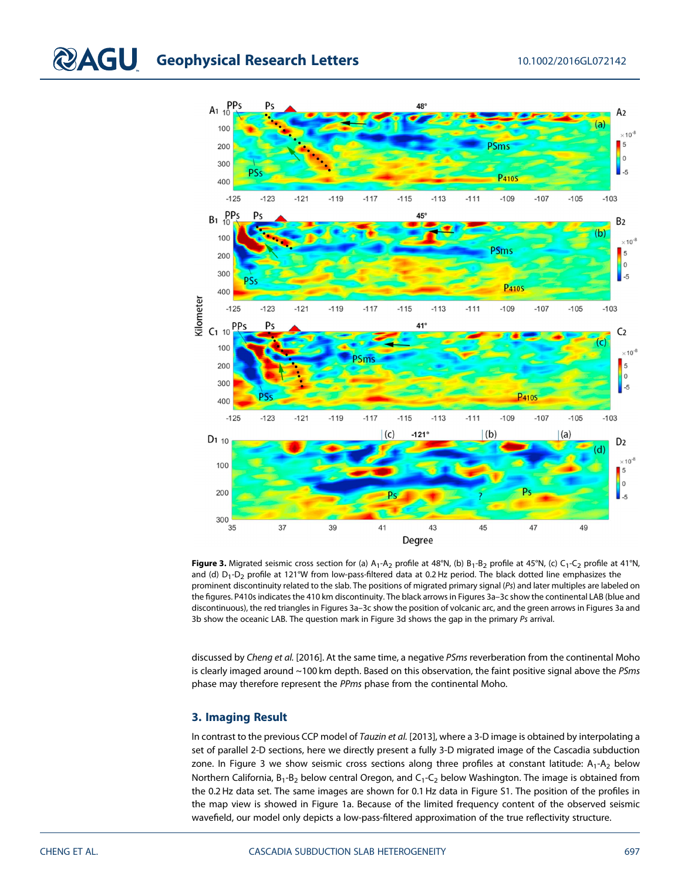**Figure 3.** Migrated seismic cross section for (a) $A_1$-$A_2$ profile at 48°N, (b) $B_1$-$B_2$ profile at 45°N, (c) $C_1$-$C_2$ profile at 41°N, and (d) $D_1$-$D_2$ profile at 121°W from low-pass-filtered data at 0.2 Hz period. The black dotted line emphasizes the prominent discontinuity related to the slab. The positions of migrated primary signal (*Ps*) and later multiples are labeled on the figures. P410s indicates the 410 km discontinuity. The black arrows in Figures 3a–3c show the continental LAB (blue and discontinuous), the red triangles in Figures 3a–3c show the position of volcanic arc, and the green arrows in Figures 3a and 3b show the oceanic LAB. The question mark in Figure 3d shows the gap in the primary *Ps* arrival.

discussed by *Cheng et al.* [2016]. At the same time, a negative *PSms* reverberation from the continental Moho is clearly imaged around ~100 km depth. Based on this observation, the faint positive signal above the *PSms* phase may therefore represent the *PPms* phase from the continental Moho.

## 3. Imaging Result

In contrast to the previous CCP model of *Tauzin et al.* [2013], where a 3-D image is obtained by interpolating a set of parallel 2-D sections, here we directly present a fully 3-D migrated image of the Cascadia subduction zone. In Figure 3 we show seismic cross sections along three profiles at constant latitude: $A_1$-$A_2$ below Northern California, $B_1$-$B_2$ below central Oregon, and $C_1$-$C_2$ below Washington. The image is obtained from the 0.2 Hz data set. The same images are shown for 0.1 Hz data in Figure S1. The position of the profiles in the map view is showed in Figure 1a. Because of the limited frequency content of the observed seismic wavefield, our model only depicts a low-pass-filtered approximation of the true reflectivity structure.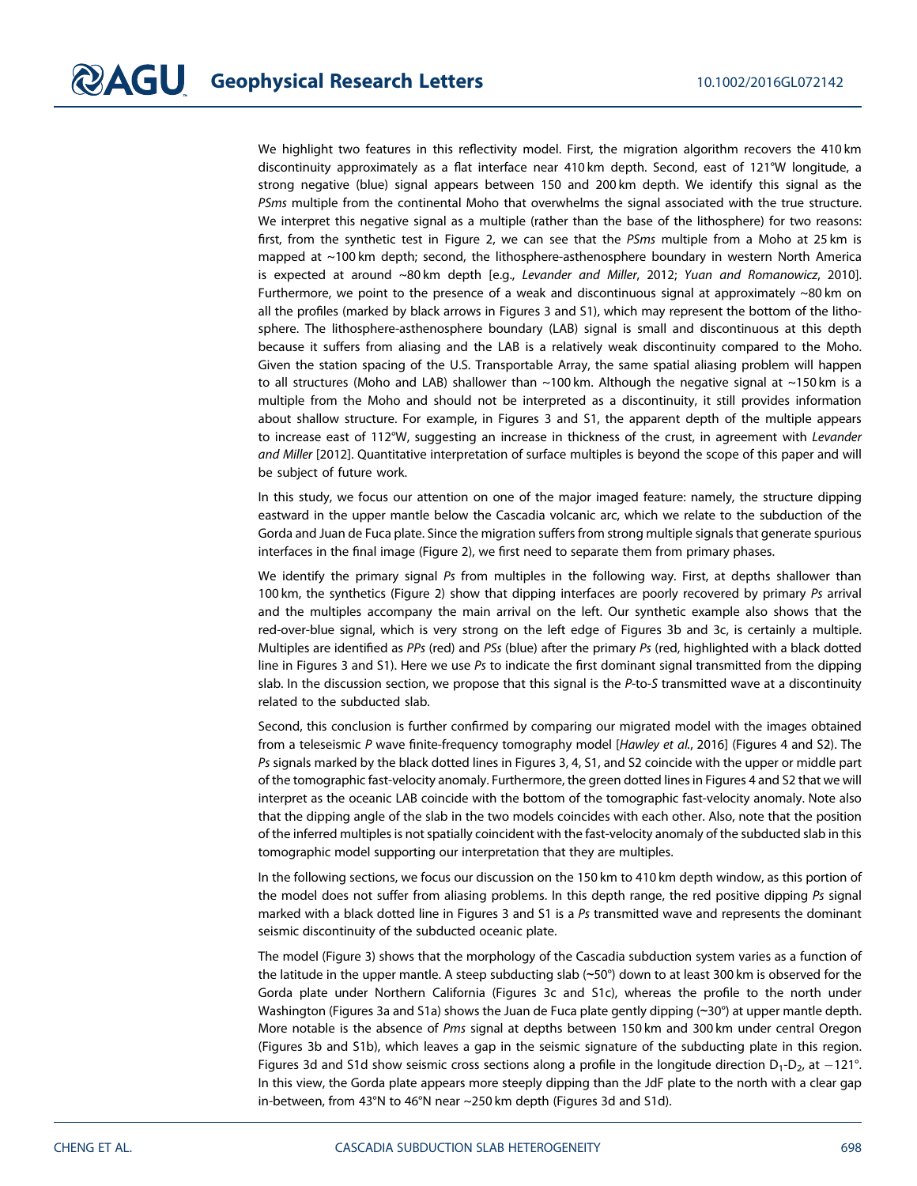We highlight two features in this reflectivity model. First, the migration algorithm recovers the 410 km discontinuity approximately as a flat interface near 410 km depth. Second, east of 121°W longitude, a strong negative (blue) signal appears between 150 and 200 km depth. We identify this signal as the *PSms* multiple from the continental Moho that overwhelms the signal associated with the true structure. We interpret this negative signal as a multiple (rather than the base of the lithosphere) for two reasons: first, from the synthetic test in Figure 2, we can see that the *PSms* multiple from a Moho at 25 km is mapped at ~100 km depth; second, the lithosphere-asthenosphere boundary in western North America is expected at around ~80 km depth [e.g., *Levander and Miller*, 2012; *Yuan and Romanowicz*, 2010]. Furthermore, we point to the presence of a weak and discontinuous signal at approximately ~80 km on all the profiles (marked by black arrows in Figures 3 and S1), which may represent the bottom of the lithosphere. The lithosphere-asthenosphere boundary (LAB) signal is small and discontinuous at this depth because it suffers from aliasing and the LAB is a relatively weak discontinuity compared to the Moho. Given the station spacing of the U.S. Transportable Array, the same spatial aliasing problem will happen to all structures (Moho and LAB) shallower than ~100 km. Although the negative signal at ~150 km is a multiple from the Moho and should not be interpreted as a discontinuity, it still provides information about shallow structure. For example, in Figures 3 and S1, the apparent depth of the multiple appears to increase east of 112°W, suggesting an increase in thickness of the crust, in agreement with *Levander and Miller* [2012]. Quantitative interpretation of surface multiples is beyond the scope of this paper and will be subject of future work.

In this study, we focus our attention on one of the major imaged feature: namely, the structure dipping eastward in the upper mantle below the Cascadia volcanic arc, which we relate to the subduction of the Gorda and Juan de Fuca plate. Since the migration suffers from strong multiple signals that generate spurious interfaces in the final image (Figure 2), we first need to separate them from primary phases.

We identify the primary signal *Ps* from multiples in the following way. First, at depths shallower than 100 km, the synthetics (Figure 2) show that dipping interfaces are poorly recovered by primary *Ps* arrival and the multiples accompany the main arrival on the left. Our synthetic example also shows that the red-over-blue signal, which is very strong on the left edge of Figures 3b and 3c, is certainly a multiple. Multiples are identified as *PPs* (red) and *PSs* (blue) after the primary *Ps* (red, highlighted with a black dotted line in Figures 3 and S1). Here we use *Ps* to indicate the first dominant signal transmitted from the dipping slab. In the discussion section, we propose that this signal is the *P*-to-*S* transmitted wave at a discontinuity related to the subducted slab.

Second, this conclusion is further confirmed by comparing our migrated model with the images obtained from a teleseismic *P* wave finite-frequency tomography model [*Hawley et al.*, 2016] (Figures 4 and S2). The *Ps* signals marked by the black dotted lines in Figures 3, 4, S1, and S2 coincide with the upper or middle part of the tomographic fast-velocity anomaly. Furthermore, the green dotted lines in Figures 4 and S2 that we will interpret as the oceanic LAB coincide with the bottom of the tomographic fast-velocity anomaly. Note also that the dipping angle of the slab in the two models coincides with each other. Also, note that the position of the inferred multiples is not spatially coincident with the fast-velocity anomaly of the subducted slab in this tomographic model supporting our interpretation that they are multiples.

In the following sections, we focus our discussion on the 150 km to 410 km depth window, as this portion of the model does not suffer from aliasing problems. In this depth range, the red positive dipping *Ps* signal marked with a black dotted line in Figures 3 and S1 is a *Ps* transmitted wave and represents the dominant seismic discontinuity of the subducted oceanic plate.

The model (Figure 3) shows that the morphology of the Cascadia subduction system varies as a function of the latitude in the upper mantle. A steep subducting slab (~50°) down to at least 300 km is observed for the Gorda plate under Northern California (Figures 3c and S1c), whereas the profile to the north under Washington (Figures 3a and S1a) shows the Juan de Fuca plate gently dipping (~30°) at upper mantle depth. More notable is the absence of *Pms* signal at depths between 150 km and 300 km under central Oregon (Figures 3b and S1b), which leaves a gap in the seismic signature of the subducting plate in this region. Figures 3d and S1d show seismic cross sections along a profile in the longitude direction $D_1$-$D_2$, at −121°. In this view, the Gorda plate appears more steeply dipping than the JdF plate to the north with a clear gap in-between, from 43°N to 46°N near ~250 km depth (Figures 3d and S1d).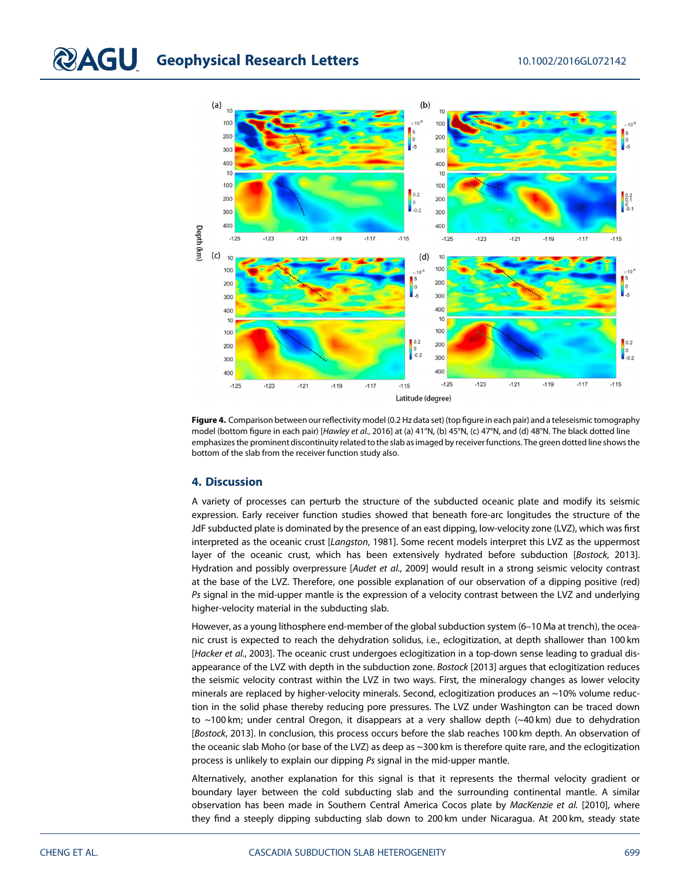**Figure 4.** Comparison between our reflectivity model (0.2 Hz data set) (top figure in each pair) and a teleseismic tomography model (bottom figure in each pair) [*Hawley et al.*, 2016] at (a) 41°N, (b) 45°N, (c) 47°N, and (d) 48°N. The black dotted line emphasizes the prominent discontinuity related to the slab as imaged by receiver functions. The green dotted line shows the bottom of the slab from the receiver function study also.

## 4. Discussion

A variety of processes can perturb the structure of the subducted oceanic plate and modify its seismic expression. Early receiver function studies showed that beneath fore-arc longitudes the structure of the JdF subducted plate is dominated by the presence of an east dipping, low-velocity zone (LVZ), which was first interpreted as the oceanic crust [*Langston*, 1981]. Some recent models interpret this LVZ as the uppermost layer of the oceanic crust, which has been extensively hydrated before subduction [*Bostock*, 2013]. Hydration and possibly overpressure [*Audet et al.*, 2009] would result in a strong seismic velocity contrast at the base of the LVZ. Therefore, one possible explanation of our observation of a dipping positive (red) *Ps* signal in the mid-upper mantle is the expression of a velocity contrast between the LVZ and underlying higher-velocity material in the subducting slab.

However, as a young lithosphere end-member of the global subduction system (6–10 Ma at trench), the oceanic crust is expected to reach the dehydration solidus, i.e., eclogitization, at depth shallower than 100 km [*Hacker et al.*, 2003]. The oceanic crust undergoes eclogitization in a top-down sense leading to gradual disappearance of the LVZ with depth in the subduction zone. *Bostock* [2013] argues that eclogitization reduces the seismic velocity contrast within the LVZ in two ways. First, the mineralogy changes as lower velocity minerals are replaced by higher-velocity minerals. Second, eclogitization produces an ~10% volume reduction in the solid phase thereby reducing pore pressures. The LVZ under Washington can be traced down to ~100 km; under central Oregon, it disappears at a very shallow depth (~40 km) due to dehydration [*Bostock*, 2013]. In conclusion, this process occurs before the slab reaches 100 km depth. An observation of the oceanic slab Moho (or base of the LVZ) as deep as ~300 km is therefore quite rare, and the eclogitization process is unlikely to explain our dipping *Ps* signal in the mid-upper mantle.

Alternatively, another explanation for this signal is that it represents the thermal velocity gradient or boundary layer between the cold subducting slab and the surrounding continental mantle. A similar observation has been made in Southern Central America Cocos plate by *MacKenzie et al.* [2010], where they find a steeply dipping subducting slab down to 200 km under Nicaragua. At 200 km, steady state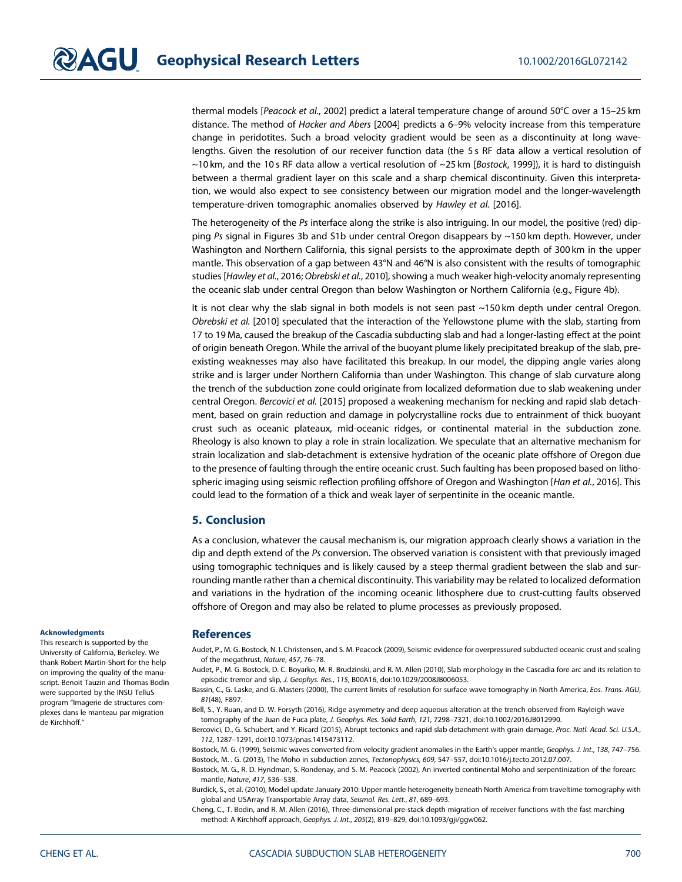thermal models [*Peacock et al.*, 2002] predict a lateral temperature change of around 50°C over a 15–25 km distance. The method of *Hacker and Abers* [2004] predicts a 6–9% velocity increase from this temperature change in peridotites. Such a broad velocity gradient would be seen as a discontinuity at long wavelengths. Given the resolution of our receiver function data (the 5 s RF data allow a vertical resolution of ~10 km, and the 10 s RF data allow a vertical resolution of ~25 km [*Bostock*, 1999]), it is hard to distinguish between a thermal gradient layer on this scale and a sharp chemical discontinuity. Given this interpretation, we would also expect to see consistency between our migration model and the longer-wavelength temperature-driven tomographic anomalies observed by *Hawley et al.* [2016].

The heterogeneity of the *Ps* interface along the strike is also intriguing. In our model, the positive (red) dipping *Ps* signal in Figures 3b and S1b under central Oregon disappears by ~150 km depth. However, under Washington and Northern California, this signal persists to the approximate depth of 300 km in the upper mantle. This observation of a gap between 43°N and 46°N is also consistent with the results of tomographic studies [*Hawley et al.*, 2016; *Obrebski et al.*, 2010], showing a much weaker high-velocity anomaly representing the oceanic slab under central Oregon than below Washington or Northern California (e.g., Figure 4b).

It is not clear why the slab signal in both models is not seen past ~150 km depth under central Oregon. *Obrebski et al.* [2010] speculated that the interaction of the Yellowstone plume with the slab, starting from 17 to 19 Ma, caused the breakup of the Cascadia subducting slab and had a longer-lasting effect at the point of origin beneath Oregon. While the arrival of the buoyant plume likely precipitated breakup of the slab, preexisting weaknesses may also have facilitated this breakup. In our model, the dipping angle varies along strike and is larger under Northern California than under Washington. This change of slab curvature along the trench of the subduction zone could originate from localized deformation due to slab weakening under central Oregon. *Bercovici et al.* [2015] proposed a weakening mechanism for necking and rapid slab detachment, based on grain reduction and damage in polycrystalline rocks due to entrainment of thick buoyant crust such as oceanic plateaux, mid-oceanic ridges, or continental material in the subduction zone. Rheology is also known to play a role in strain localization. We speculate that an alternative mechanism for strain localization and slab-detachment is extensive hydration of the oceanic plate offshore of Oregon due to the presence of faulting through the entire oceanic crust. Such faulting has been proposed based on lithospheric imaging using seismic reflection profiling offshore of Oregon and Washington [*Han et al.*, 2016]. This could lead to the formation of a thick and weak layer of serpentinite in the oceanic mantle.

## 5. Conclusion

As a conclusion, whatever the causal mechanism is, our migration approach clearly shows a variation in the dip and depth extend of the *Ps* conversion. The observed variation is consistent with that previously imaged using tomographic techniques and is likely caused by a steep thermal gradient between the slab and surrounding mantle rather than a chemical discontinuity. This variability may be related to localized deformation and variations in the hydration of the incoming oceanic lithosphere due to crust-cutting faults observed offshore of Oregon and may also be related to plume processes as previously proposed.

#### Acknowledgments

This research is supported by the University of California, Berkeley. We thank Robert Martin-Short for the help on improving the quality of the manuscript. Benoit Tauzin and Thomas Bodin were supported by the INSU TelluS program "Imagerie de structures complexes dans le manteau par migration de Kirchhoff."

## References

Audet, P., M. G. Bostock, N. I. Christensen, and S. M. Peacock (2009), Seismic evidence for overpressured subducted oceanic crust and sealing of the megathrust, *Nature*, *457*, 76–78.

Audet, P., M. G. Bostock, D. C. Boyarko, M. R. Brudzinski, and R. M. Allen (2010), Slab morphology in the Cascadia fore arc and its relation to episodic tremor and slip, *J. Geophys. Res.*, *115*, B00A16, doi:10.1029/2008JB006053.

Bassin, C., G. Laske, and G. Masters (2000), The current limits of resolution for surface wave tomography in North America, *Eos. Trans. AGU*, *81*(48), F897.

Bell, S., Y. Ruan, and D. W. Forsyth (2016), Ridge asymmetry and deep aqueous alteration at the trench observed from Rayleigh wave tomography of the Juan de Fuca plate, *J. Geophys. Res. Solid Earth*, *121*, 7298–7321, doi:10.1002/2016JB012990.

Bercovici, D., G. Schubert, and Y. Ricard (2015), Abrupt tectonics and rapid slab detachment with grain damage, *Proc. Natl. Acad. Sci. U.S.A.*, *112*, 1287–1291, doi:10.1073/pnas.1415473112.

Bostock, M. G. (1999), Seismic waves converted from velocity gradient anomalies in the Earth's upper mantle, *Geophys. J. Int.*, *138*, 747–756.

Bostock, M. . G. (2013), The Moho in subduction zones, *Tectonophysics*, *609*, 547–557, doi:10.1016/j.tecto.2012.07.007.

Bostock, M. G., R. D. Hyndman, S. Rondenay, and S. M. Peacock (2002), An inverted continental Moho and serpentinization of the forearc mantle, *Nature*, *417*, 536–538.

Burdick, S., et al. (2010), Model update January 2010: Upper mantle heterogeneity beneath North America from traveltime tomography with global and USArray Transportable Array data, *Seismol. Res. Lett.*, *81*, 689–693.

Cheng, C., T. Bodin, and R. M. Allen (2016), Three-dimensional pre-stack depth migration of receiver functions with the fast marching method: A Kirchhoff approach, *Geophys. J. Int.*, *205*(2), 819–829, doi:10.1093/gji/ggw062.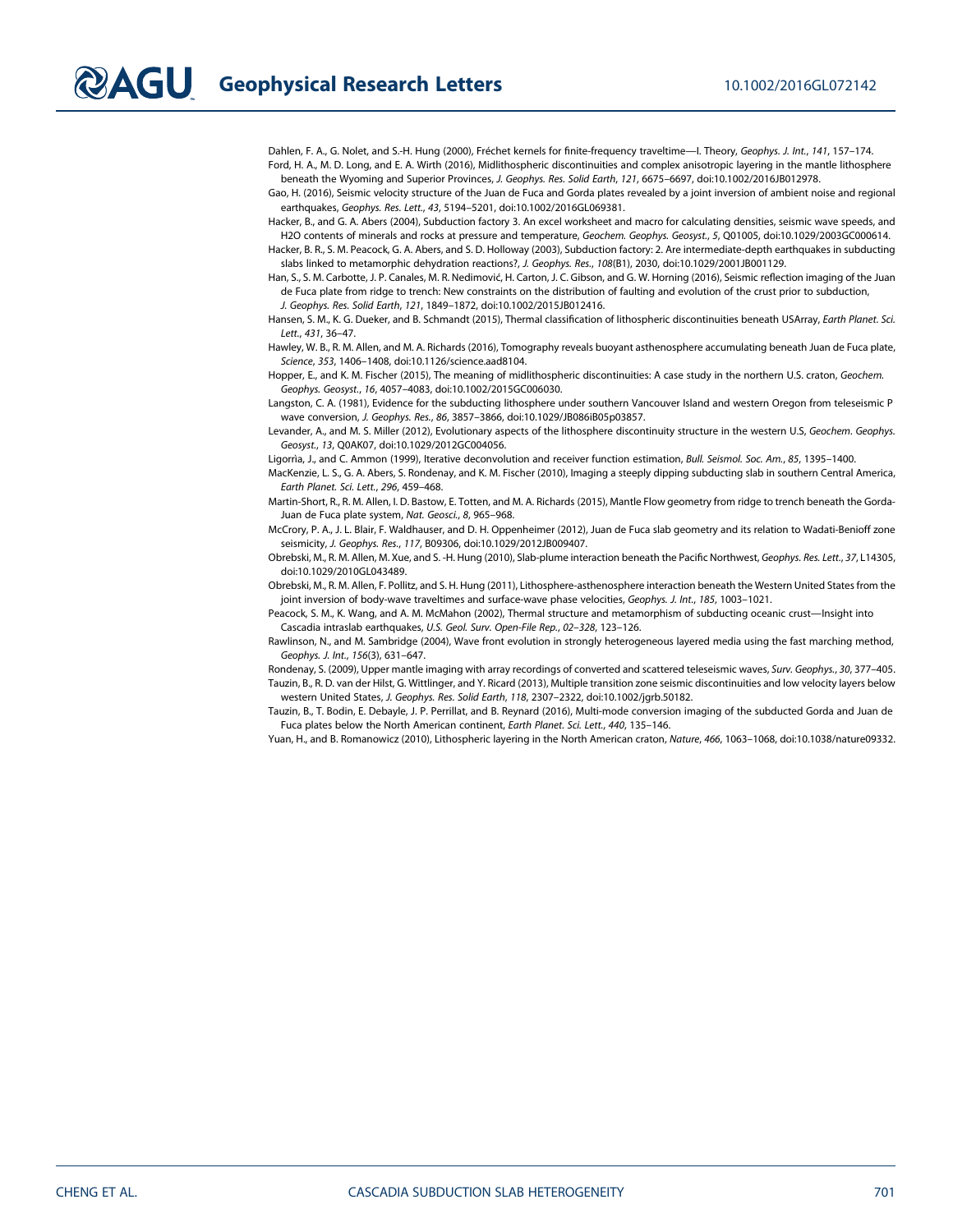Dahlen, F. A., G. Nolet, and S.-H. Hung (2000), Fréchet kernels for finite-frequency traveltime—I. Theory, *Geophys. J. Int.*, *141*, 157–174.

Ford, H. A., M. D. Long, and E. A. Wirth (2016), Midlithospheric discontinuities and complex anisotropic layering in the mantle lithosphere beneath the Wyoming and Superior Provinces, *J. Geophys. Res. Solid Earth*, *121*, 6675–6697, doi:10.1002/2016JB012978.

Gao, H. (2016), Seismic velocity structure of the Juan de Fuca and Gorda plates revealed by a joint inversion of ambient noise and regional earthquakes, *Geophys. Res. Lett.*, *43*, 5194–5201, doi:10.1002/2016GL069381.

Hacker, B., and G. A. Abers (2004), Subduction factory 3. An excel worksheet and macro for calculating densities, seismic wave speeds, and H2O contents of minerals and rocks at pressure and temperature, *Geochem. Geophys. Geosyst.*, *5*, Q01005, doi:10.1029/2003GC000614.

Hacker, B. R., S. M. Peacock, G. A. Abers, and S. D. Holloway (2003), Subduction factory: 2. Are intermediate-depth earthquakes in subducting slabs linked to metamorphic dehydration reactions?, *J. Geophys. Res.*, *108*(B1), 2030, doi:10.1029/2001JB001129.

Han, S., S. M. Carbotte, J. P. Canales, M. R. Nedimović, H. Carton, J. C. Gibson, and G. W. Horning (2016), Seismic reflection imaging of the Juan de Fuca plate from ridge to trench: New constraints on the distribution of faulting and evolution of the crust prior to subduction, *J. Geophys. Res. Solid Earth*, *121*, 1849–1872, doi:10.1002/2015JB012416.

Hansen, S. M., K. G. Dueker, and B. Schmandt (2015), Thermal classification of lithospheric discontinuities beneath USArray, *Earth Planet. Sci. Lett.*, *431*, 36–47.

Hawley, W. B., R. M. Allen, and M. A. Richards (2016), Tomography reveals buoyant asthenosphere accumulating beneath Juan de Fuca plate, *Science*, *353*, 1406–1408, doi:10.1126/science.aad8104.

Hopper, E., and K. M. Fischer (2015), The meaning of midlithospheric discontinuities: A case study in the northern U.S. craton, *Geochem. Geophys. Geosyst.*, *16*, 4057–4083, doi:10.1002/2015GC006030.

Langston, C. A. (1981), Evidence for the subducting lithosphere under southern Vancouver Island and western Oregon from teleseismic P wave conversion, *J. Geophys. Res.*, *86*, 3857–3866, doi:10.1029/JB086iB05p03857.

Levander, A., and M. S. Miller (2012), Evolutionary aspects of the lithosphere discontinuity structure in the western U.S, *Geochem. Geophys. Geosyst.*, *13*, Q0AK07, doi:10.1029/2012GC004056.

Ligorrìa, J., and C. Ammon (1999), Iterative deconvolution and receiver function estimation, *Bull. Seismol. Soc. Am.*, *85*, 1395–1400.

MacKenzie, L. S., G. A. Abers, S. Rondenay, and K. M. Fischer (2010), Imaging a steeply dipping subducting slab in southern Central America, *Earth Planet. Sci. Lett.*, *296*, 459–468.

Martin-Short, R., R. M. Allen, I. D. Bastow, E. Totten, and M. A. Richards (2015), Mantle Flow geometry from ridge to trench beneath the Gorda-Juan de Fuca plate system, *Nat. Geosci.*, *8*, 965–968.

McCrory, P. A., J. L. Blair, F. Waldhauser, and D. H. Oppenheimer (2012), Juan de Fuca slab geometry and its relation to Wadati-Benioff zone seismicity, *J. Geophys. Res.*, *117*, B09306, doi:10.1029/2012JB009407.

Obrebski, M., R. M. Allen, M. Xue, and S. -H. Hung (2010), Slab-plume interaction beneath the Pacific Northwest, *Geophys. Res. Lett.*, *37*, L14305, doi:10.1029/2010GL043489.

Obrebski, M., R. M. Allen, F. Pollitz, and S. H. Hung (2011), Lithosphere-asthenosphere interaction beneath the Western United States from the joint inversion of body-wave traveltimes and surface-wave phase velocities, *Geophys. J. Int.*, *185*, 1003–1021.

Peacock, S. M., K. Wang, and A. M. McMahon (2002), Thermal structure and metamorphism of subducting oceanic crust—Insight into Cascadia intraslab earthquakes, *U.S. Geol. Surv. Open-File Rep.*, *02–328*, 123–126.

Rawlinson, N., and M. Sambridge (2004), Wave front evolution in strongly heterogeneous layered media using the fast marching method, *Geophys. J. Int.*, *156*(3), 631–647.

Rondenay, S. (2009), Upper mantle imaging with array recordings of converted and scattered teleseismic waves, *Surv. Geophys.*, *30*, 377–405.

Tauzin, B., R. D. van der Hilst, G. Wittlinger, and Y. Ricard (2013), Multiple transition zone seismic discontinuities and low velocity layers below western United States, *J. Geophys. Res. Solid Earth*, *118*, 2307–2322, doi:10.1002/jgrb.50182.

Tauzin, B., T. Bodin, E. Debayle, J. P. Perrillat, and B. Reynard (2016), Multi-mode conversion imaging of the subducted Gorda and Juan de Fuca plates below the North American continent, *Earth Planet. Sci. Lett.*, *440*, 135–146.

Yuan, H., and B. Romanowicz (2010), Lithospheric layering in the North American craton, *Nature*, *466*, 1063–1068, doi:10.1038/nature09332.